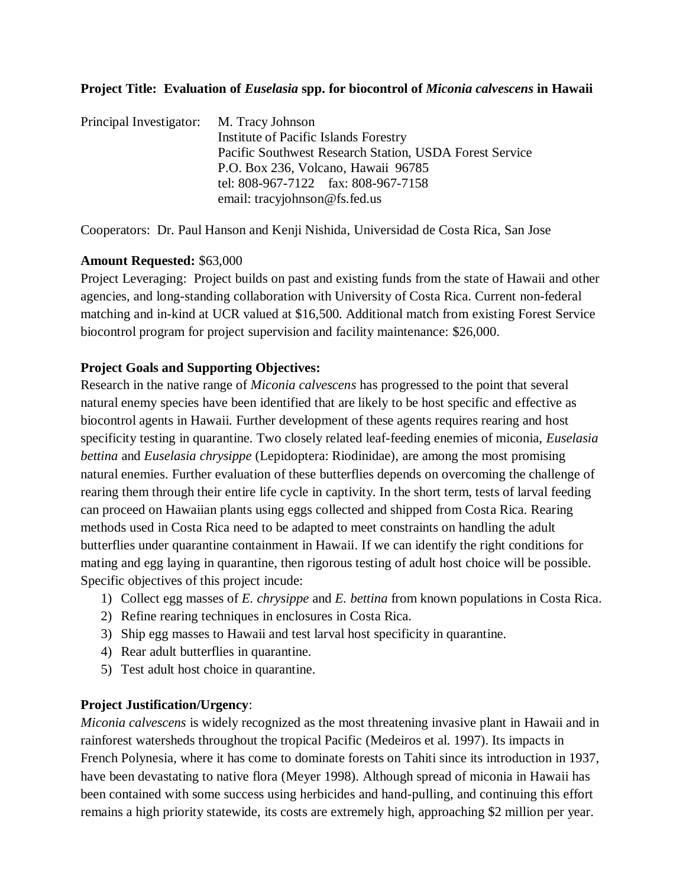**Project Title: Evaluation of *Euselasia* spp. for biocontrol of *Miconia calvescens* in Hawaii**

Principal Investigator: M. Tracy Johnson
Institute of Pacific Islands Forestry
Pacific Southwest Research Station, USDA Forest Service
P.O. Box 236, Volcano, Hawaii 96785
tel: 808-967-7122 fax: 808-967-7158
email: tracyjohnson@fs.fed.us

Cooperators: Dr. Paul Hanson and Kenji Nishida, Universidad de Costa Rica, San Jose

**Amount Requested:** $63,000

Project Leveraging: Project builds on past and existing funds from the state of Hawaii and other agencies, and long-standing collaboration with University of Costa Rica. Current non-federal matching and in-kind at UCR valued at $16,500. Additional match from existing Forest Service biocontrol program for project supervision and facility maintenance: $26,000.

**Project Goals and Supporting Objectives:**

Research in the native range of *Miconia calvescens* has progressed to the point that several natural enemy species have been identified that are likely to be host specific and effective as biocontrol agents in Hawaii. Further development of these agents requires rearing and host specificity testing in quarantine. Two closely related leaf-feeding enemies of miconia, *Euselasia bettina* and *Euselasia chrysippe* (Lepidoptera: Riodinidae), are among the most promising natural enemies. Further evaluation of these butterflies depends on overcoming the challenge of rearing them through their entire life cycle in captivity. In the short term, tests of larval feeding can proceed on Hawaiian plants using eggs collected and shipped from Costa Rica. Rearing methods used in Costa Rica need to be adapted to meet constraints on handling the adult butterflies under quarantine containment in Hawaii. If we can identify the right conditions for mating and egg laying in quarantine, then rigorous testing of adult host choice will be possible. Specific objectives of this project incude:

1) Collect egg masses of *E. chrysippe* and *E. bettina* from known populations in Costa Rica.
2) Refine rearing techniques in enclosures in Costa Rica.
3) Ship egg masses to Hawaii and test larval host specificity in quarantine.
4) Rear adult butterflies in quarantine.
5) Test adult host choice in quarantine.

**Project Justification/Urgency**:

*Miconia calvescens* is widely recognized as the most threatening invasive plant in Hawaii and in rainforest watersheds throughout the tropical Pacific (Medeiros et al. 1997). Its impacts in French Polynesia, where it has come to dominate forests on Tahiti since its introduction in 1937, have been devastating to native flora (Meyer 1998). Although spread of miconia in Hawaii has been contained with some success using herbicides and hand-pulling, and continuing this effort remains a high priority statewide, its costs are extremely high, approaching $2 million per year.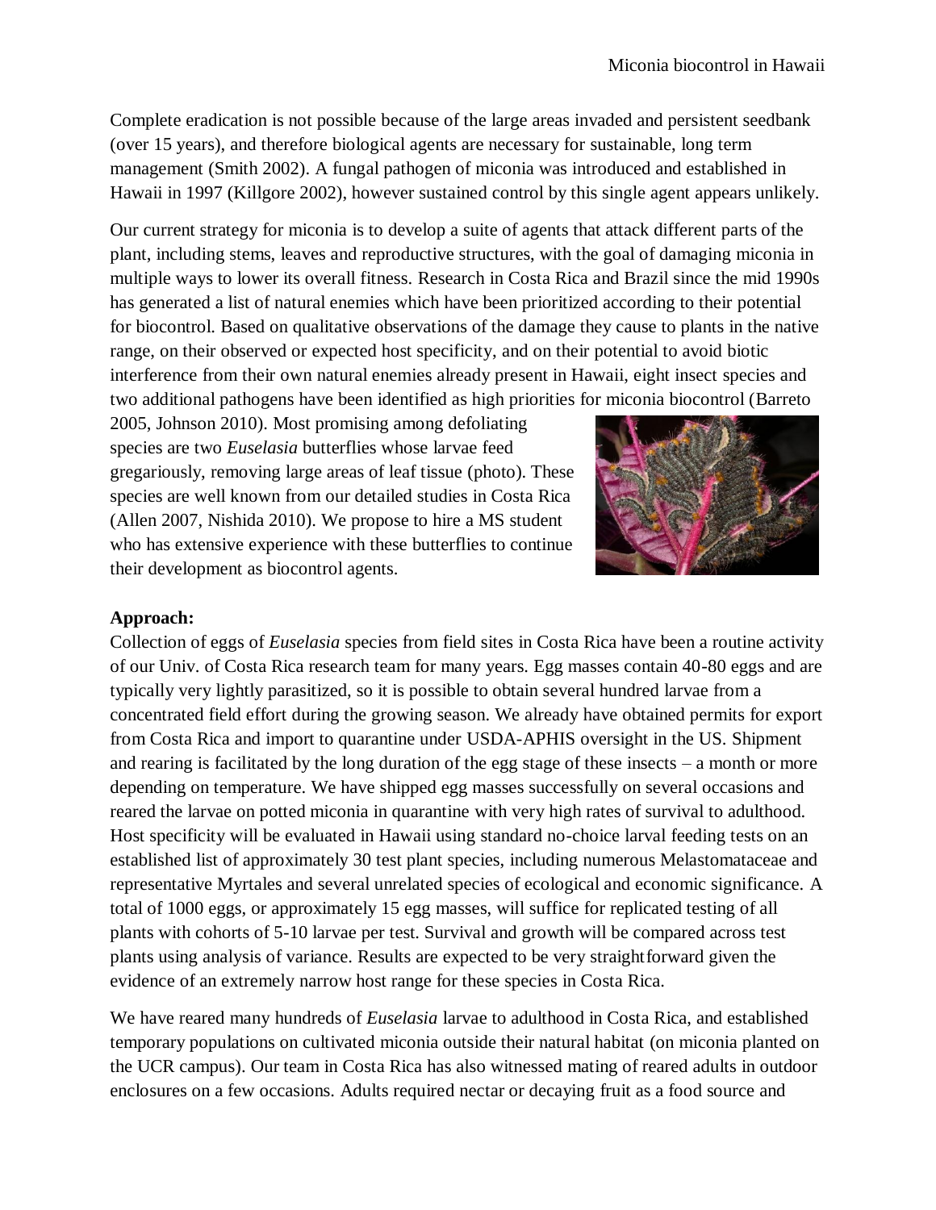Complete eradication is not possible because of the large areas invaded and persistent seedbank (over 15 years), and therefore biological agents are necessary for sustainable, long term management (Smith 2002). A fungal pathogen of miconia was introduced and established in Hawaii in 1997 (Killgore 2002), however sustained control by this single agent appears unlikely.

Our current strategy for miconia is to develop a suite of agents that attack different parts of the plant, including stems, leaves and reproductive structures, with the goal of damaging miconia in multiple ways to lower its overall fitness. Research in Costa Rica and Brazil since the mid 1990s has generated a list of natural enemies which have been prioritized according to their potential for biocontrol. Based on qualitative observations of the damage they cause to plants in the native range, on their observed or expected host specificity, and on their potential to avoid biotic interference from their own natural enemies already present in Hawaii, eight insect species and two additional pathogens have been identified as high priorities for miconia biocontrol (Barreto 2005, Johnson 2010). Most promising among defoliating species are two *Euselasia* butterflies whose larvae feed gregariously, removing large areas of leaf tissue (photo). These species are well known from our detailed studies in Costa Rica (Allen 2007, Nishida 2010). We propose to hire a MS student who has extensive experience with these butterflies to continue their development as biocontrol agents.

**Approach:**

Collection of eggs of *Euselasia* species from field sites in Costa Rica have been a routine activity of our Univ. of Costa Rica research team for many years. Egg masses contain 40-80 eggs and are typically very lightly parasitized, so it is possible to obtain several hundred larvae from a concentrated field effort during the growing season. We already have obtained permits for export from Costa Rica and import to quarantine under USDA-APHIS oversight in the US. Shipment and rearing is facilitated by the long duration of the egg stage of these insects – a month or more depending on temperature. We have shipped egg masses successfully on several occasions and reared the larvae on potted miconia in quarantine with very high rates of survival to adulthood. Host specificity will be evaluated in Hawaii using standard no-choice larval feeding tests on an established list of approximately 30 test plant species, including numerous Melastomataceae and representative Myrtales and several unrelated species of ecological and economic significance. A total of 1000 eggs, or approximately 15 egg masses, will suffice for replicated testing of all plants with cohorts of 5-10 larvae per test. Survival and growth will be compared across test plants using analysis of variance. Results are expected to be very straightforward given the evidence of an extremely narrow host range for these species in Costa Rica.

We have reared many hundreds of *Euselasia* larvae to adulthood in Costa Rica, and established temporary populations on cultivated miconia outside their natural habitat (on miconia planted on the UCR campus). Our team in Costa Rica has also witnessed mating of reared adults in outdoor enclosures on a few occasions. Adults required nectar or decaying fruit as a food source and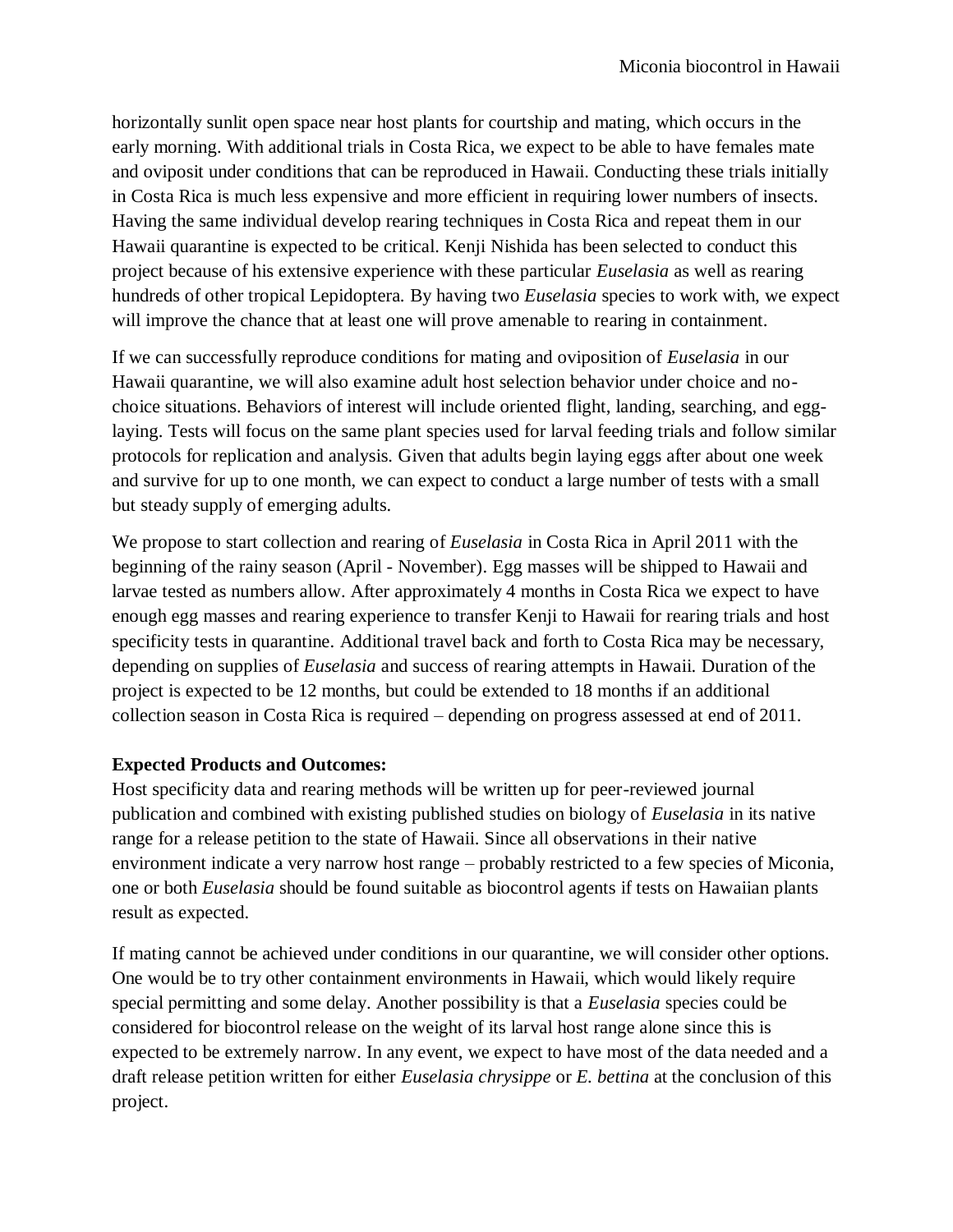horizontally sunlit open space near host plants for courtship and mating, which occurs in the early morning. With additional trials in Costa Rica, we expect to be able to have females mate and oviposit under conditions that can be reproduced in Hawaii. Conducting these trials initially in Costa Rica is much less expensive and more efficient in requiring lower numbers of insects. Having the same individual develop rearing techniques in Costa Rica and repeat them in our Hawaii quarantine is expected to be critical. Kenji Nishida has been selected to conduct this project because of his extensive experience with these particular *Euselasia* as well as rearing hundreds of other tropical Lepidoptera. By having two *Euselasia* species to work with, we expect will improve the chance that at least one will prove amenable to rearing in containment.

If we can successfully reproduce conditions for mating and oviposition of *Euselasia* in our Hawaii quarantine, we will also examine adult host selection behavior under choice and no-choice situations. Behaviors of interest will include oriented flight, landing, searching, and egg-laying. Tests will focus on the same plant species used for larval feeding trials and follow similar protocols for replication and analysis. Given that adults begin laying eggs after about one week and survive for up to one month, we can expect to conduct a large number of tests with a small but steady supply of emerging adults.

We propose to start collection and rearing of *Euselasia* in Costa Rica in April 2011 with the beginning of the rainy season (April - November). Egg masses will be shipped to Hawaii and larvae tested as numbers allow. After approximately 4 months in Costa Rica we expect to have enough egg masses and rearing experience to transfer Kenji to Hawaii for rearing trials and host specificity tests in quarantine. Additional travel back and forth to Costa Rica may be necessary, depending on supplies of *Euselasia* and success of rearing attempts in Hawaii. Duration of the project is expected to be 12 months, but could be extended to 18 months if an additional collection season in Costa Rica is required – depending on progress assessed at end of 2011.

**Expected Products and Outcomes:**

Host specificity data and rearing methods will be written up for peer-reviewed journal publication and combined with existing published studies on biology of *Euselasia* in its native range for a release petition to the state of Hawaii. Since all observations in their native environment indicate a very narrow host range – probably restricted to a few species of Miconia, one or both *Euselasia* should be found suitable as biocontrol agents if tests on Hawaiian plants result as expected.

If mating cannot be achieved under conditions in our quarantine, we will consider other options. One would be to try other containment environments in Hawaii, which would likely require special permitting and some delay. Another possibility is that a *Euselasia* species could be considered for biocontrol release on the weight of its larval host range alone since this is expected to be extremely narrow. In any event, we expect to have most of the data needed and a draft release petition written for either *Euselasia chrysippe* or *E. bettina* at the conclusion of this project.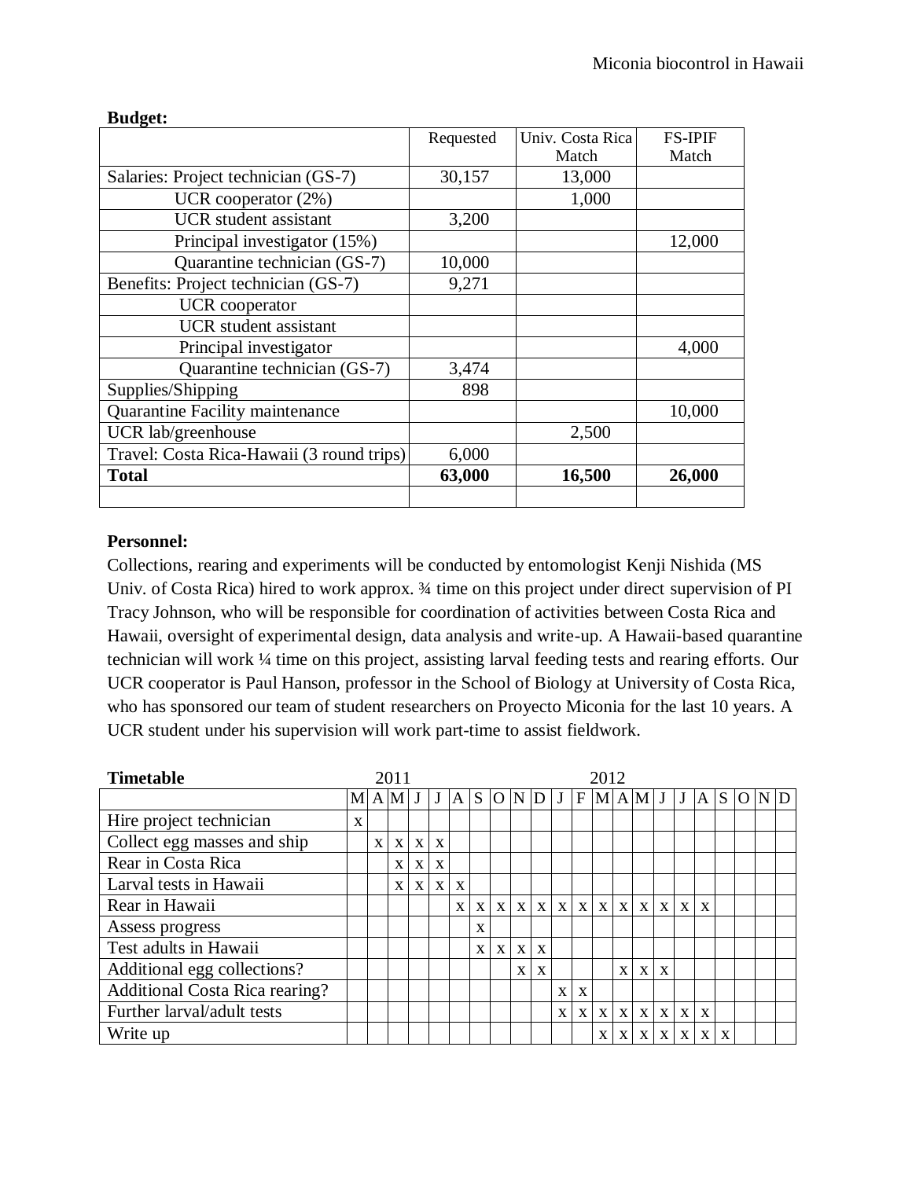**Budget:**

| | Requested | Univ. Costa Rica Match | FS-IPIF Match |
|---|---|---|---|
| Salaries: Project technician (GS-7) | 30,157 | 13,000 | |
| UCR cooperator (2%) | | 1,000 | |
| UCR student assistant | 3,200 | | |
| Principal investigator (15%) | | | 12,000 |
| Quarantine technician (GS-7) | 10,000 | | |
| Benefits: Project technician (GS-7) | 9,271 | | |
| UCR cooperator | | | |
| UCR student assistant | | | |
| Principal investigator | | | 4,000 |
| Quarantine technician (GS-7) | 3,474 | | |
| Supplies/Shipping | 898 | | |
| Quarantine Facility maintenance | | | 10,000 |
| UCR lab/greenhouse | | 2,500 | |
| Travel: Costa Rica-Hawaii (3 round trips) | 6,000 | | |
| **Total** | **63,000** | **16,500** | **26,000** |
| | | | |

**Personnel:**

Collections, rearing and experiments will be conducted by entomologist Kenji Nishida (MS Univ. of Costa Rica) hired to work approx. ¾ time on this project under direct supervision of PI Tracy Johnson, who will be responsible for coordination of activities between Costa Rica and Hawaii, oversight of experimental design, data analysis and write-up. A Hawaii-based quarantine technician will work ¼ time on this project, assisting larval feeding tests and rearing efforts. Our UCR cooperator is Paul Hanson, professor in the School of Biology at University of Costa Rica, who has sponsored our team of student researchers on Proyecto Miconia for the last 10 years. A UCR student under his supervision will work part-time to assist fieldwork.

| **Timetable** | 2011 | | | | | | | | | | 2012 | | | | | | | | | | | |
|---|---|---|---|---|---|---|---|---|---|---|---|---|---|---|---|---|---|---|---|---|---|---|
| | M | A | M | J | J | A | S | O | N | D | J | F | M | A | M | J | J | A | S | O | N | D |
| Hire project technician | x | | | | | | | | | | | | | | | | | | | | | |
| Collect egg masses and ship | | x | x | x | x | | | | | | | | | | | | | | | | | |
| Rear in Costa Rica | | | x | x | x | | | | | | | | | | | | | | | | | |
| Larval tests in Hawaii | | | x | x | x | x | | | | | | | | | | | | | | | | |
| Rear in Hawaii | | | | | | x | x | x | x | x | x | x | x | x | x | x | x | x | | | | |
| Assess progress | | | | | | | x | | | | | | | | | | | | | | | |
| Test adults in Hawaii | | | | | | | x | x | x | x | | | | | | | | | | | | |
| Additional egg collections? | | | | | | | | | x | x | | | | x | x | x | | | | | | |
| Additional Costa Rica rearing? | | | | | | | | | | | x | x | | | | | | | | | | |
| Further larval/adult tests | | | | | | | | | | | x | x | x | x | x | x | x | x | | | | |
| Write up | | | | | | | | | | | | | x | x | x | x | x | x | x | | | |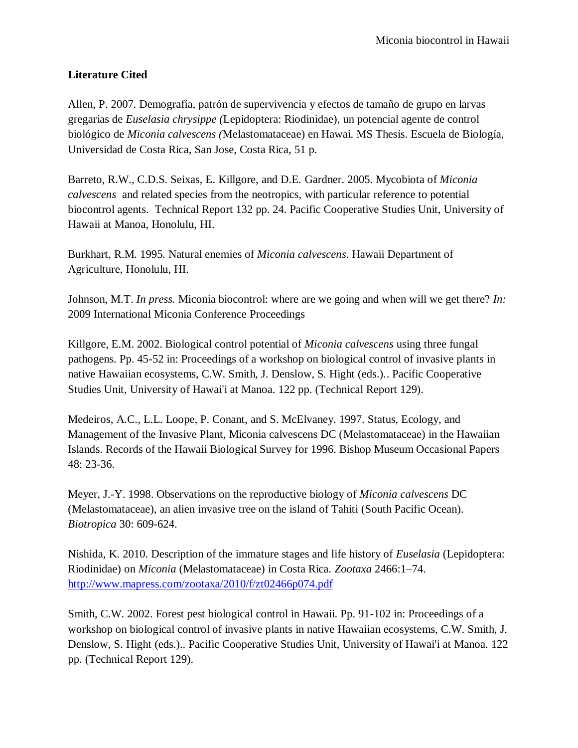**Literature Cited**

Allen, P. 2007. Demografía, patrón de supervivencia y efectos de tamaño de grupo en larvas gregarias de *Euselasia chrysippe (*Lepidoptera: Riodinidae), un potencial agente de control biológico de *Miconia calvescens (*Melastomataceae) en Hawai. MS Thesis. Escuela de Biología, Universidad de Costa Rica, San Jose, Costa Rica, 51 p.

Barreto, R.W., C.D.S. Seixas, E. Killgore, and D.E. Gardner. 2005. Mycobiota of *Miconia calvescens* and related species from the neotropics, with particular reference to potential biocontrol agents. Technical Report 132 pp. 24. Pacific Cooperative Studies Unit, University of Hawaii at Manoa, Honolulu, HI.

Burkhart, R.M. 1995. Natural enemies of *Miconia calvescens*. Hawaii Department of Agriculture, Honolulu, HI.

Johnson, M.T. *In press.* Miconia biocontrol: where are we going and when will we get there? *In:* 2009 International Miconia Conference Proceedings

Killgore, E.M. 2002. Biological control potential of *Miconia calvescens* using three fungal pathogens. Pp. 45-52 in: Proceedings of a workshop on biological control of invasive plants in native Hawaiian ecosystems, C.W. Smith, J. Denslow, S. Hight (eds.).. Pacific Cooperative Studies Unit, University of Hawai'i at Manoa. 122 pp. (Technical Report 129).

Medeiros, A.C., L.L. Loope, P. Conant, and S. McElvaney. 1997. Status, Ecology, and Management of the Invasive Plant, Miconia calvescens DC (Melastomataceae) in the Hawaiian Islands. Records of the Hawaii Biological Survey for 1996. Bishop Museum Occasional Papers 48: 23-36.

Meyer, J.-Y. 1998. Observations on the reproductive biology of *Miconia calvescens* DC (Melastomataceae), an alien invasive tree on the island of Tahiti (South Pacific Ocean). *Biotropica* 30: 609-624.

Nishida, K. 2010. Description of the immature stages and life history of *Euselasia* (Lepidoptera: Riodinidae) on *Miconia* (Melastomataceae) in Costa Rica. *Zootaxa* 2466:1–74. http://www.mapress.com/zootaxa/2010/f/zt02466p074.pdf

Smith, C.W. 2002. Forest pest biological control in Hawaii. Pp. 91-102 in: Proceedings of a workshop on biological control of invasive plants in native Hawaiian ecosystems, C.W. Smith, J. Denslow, S. Hight (eds.).. Pacific Cooperative Studies Unit, University of Hawai'i at Manoa. 122 pp. (Technical Report 129).